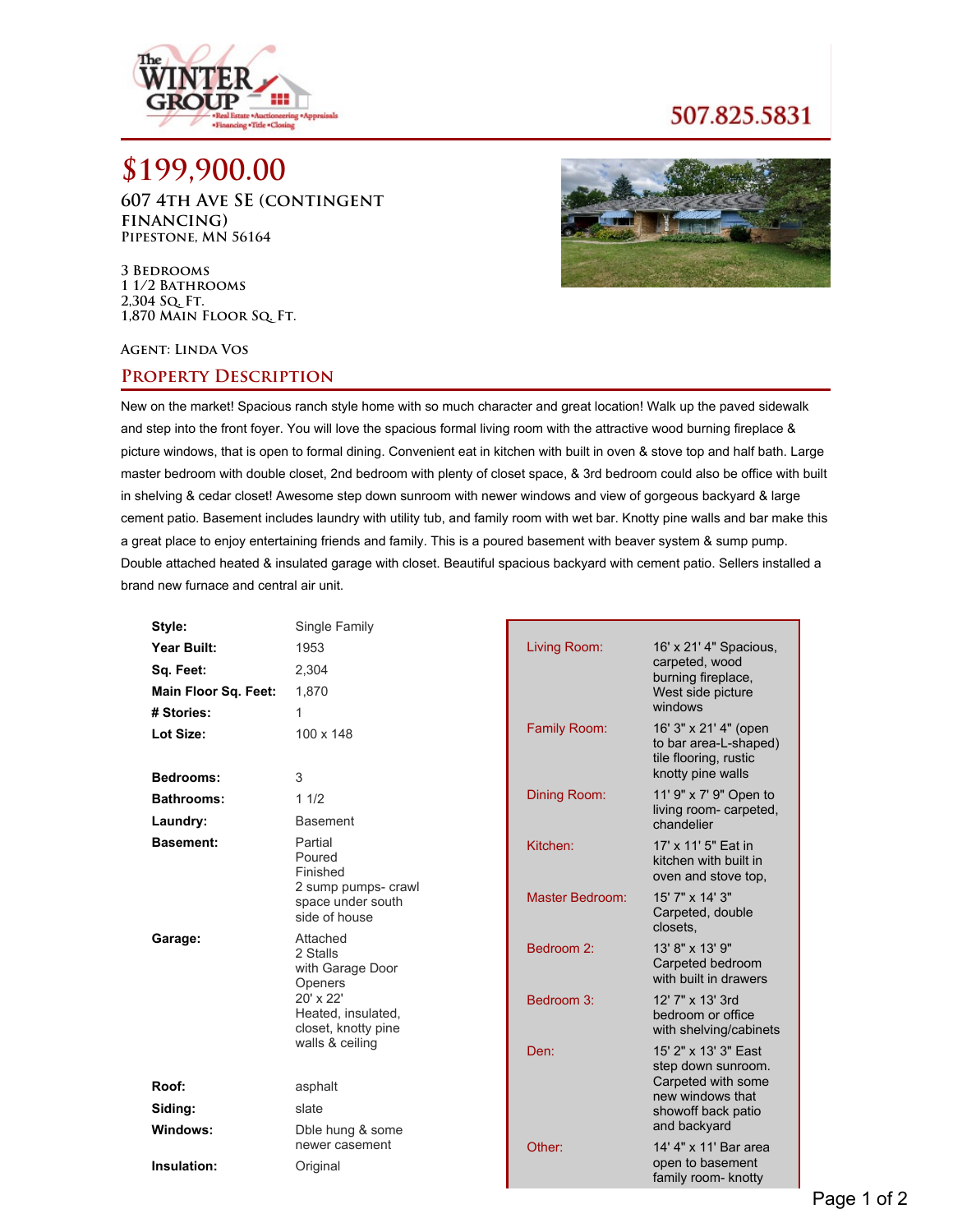The WINTER GROUP
•Real Estate •Auctioneering •Appraisals
•Financing •Title •Closing

507.825.5831

# $199,900.00

## 607 4th Ave SE (contingent financing)

**Pipestone, MN 56164**

3 Bedrooms
1 1/2 Bathrooms
2,304 Sq. Ft.
1,870 Main Floor Sq. Ft.

Agent: Linda Vos

## Property Description

New on the market! Spacious ranch style home with so much character and great location! Walk up the paved sidewalk and step into the front foyer. You will love the spacious formal living room with the attractive wood burning fireplace & picture windows, that is open to formal dining. Convenient eat in kitchen with built in oven & stove top and half bath. Large master bedroom with double closet, 2nd bedroom with plenty of closet space, & 3rd bedroom could also be office with built in shelving & cedar closet! Awesome step down sunroom with newer windows and view of gorgeous backyard & large cement patio. Basement includes laundry with utility tub, and family room with wet bar. Knotty pine walls and bar make this a great place to enjoy entertaining friends and family. This is a poured basement with beaver system & sump pump. Double attached heated & insulated garage with closet. Beautiful spacious backyard with cement patio. Sellers installed a brand new furnace and central air unit.

| | |
|---|---|
| **Style:** | Single Family |
| **Year Built:** | 1953 |
| **Sq. Feet:** | 2,304 |
| **Main Floor Sq. Feet:** | 1,870 |
| **# Stories:** | 1 |
| **Lot Size:** | 100 x 148 |
| **Bedrooms:** | 3 |
| **Bathrooms:** | 1 1/2 |
| **Laundry:** | Basement |
| **Basement:** | Partial<br>Poured<br>Finished<br>2 sump pumps- crawl space under south side of house |
| **Garage:** | Attached<br>2 Stalls<br>with Garage Door Openers<br>20' x 22'<br>Heated, insulated, closet, knotty pine walls & ceiling |
| **Roof:** | asphalt |
| **Siding:** | slate |
| **Windows:** | Dble hung & some newer casement |
| **Insulation:** | Original |

| | |
|---|---|
| Living Room: | 16' x 21' 4" Spacious, carpeted, wood burning fireplace, West side picture windows |
| Family Room: | 16' 3" x 21' 4" (open to bar area-L-shaped) tile flooring, rustic knotty pine walls |
| Dining Room: | 11' 9" x 7' 9" Open to living room- carpeted, chandelier |
| Kitchen: | 17' x 11' 5" Eat in kitchen with built in oven and stove top, |
| Master Bedroom: | 15' 7" x 14' 3" Carpeted, double closets, |
| Bedroom 2: | 13' 8" x 13' 9" Carpeted bedroom with built in drawers |
| Bedroom 3: | 12' 7" x 13' 3rd bedroom or office with shelving/cabinets |
| Den: | 15' 2" x 13' 3" East step down sunroom. Carpeted with some new windows that showoff back patio and backyard |
| Other: | 14' 4" x 11' Bar area open to basement family room- knotty |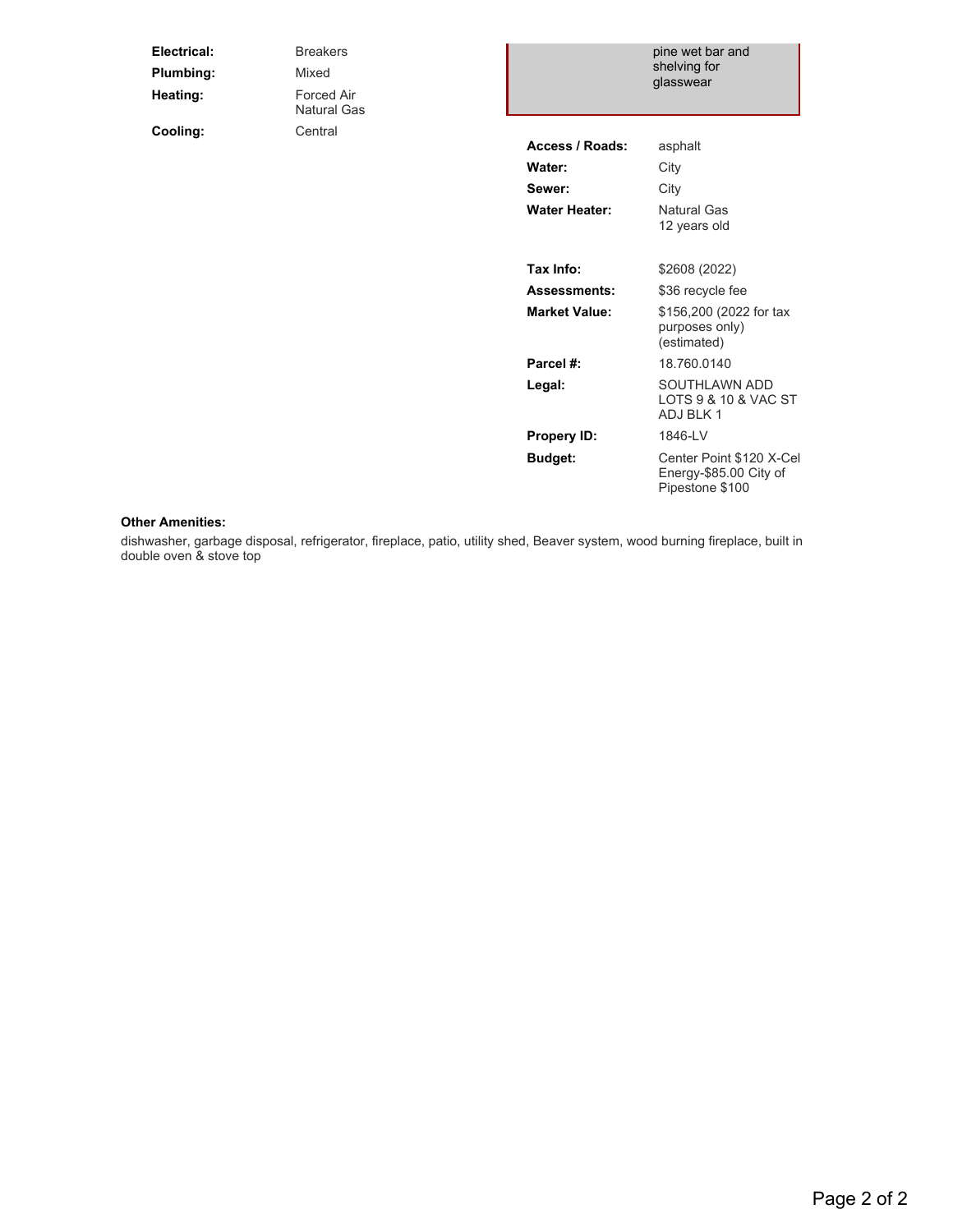pine wet bar and shelving for glasswear

| | |
|---|---|
| **Electrical:** | Breakers |
| **Plumbing:** | Mixed |
| **Heating:** | Forced Air Natural Gas |
| **Cooling:** | Central |

| | |
|---|---|
| **Access / Roads:** | asphalt |
| **Water:** | City |
| **Sewer:** | City |
| **Water Heater:** | Natural Gas 12 years old |
| **Tax Info:** | $2608 (2022) |
| **Assessments:** | $36 recycle fee |
| **Market Value:** | $156,200 (2022 for tax purposes only) (estimated) |
| **Parcel #:** | 18.760.0140 |
| **Legal:** | SOUTHLAWN ADD LOTS 9 & 10 & VAC ST ADJ BLK 1 |
| **Propery ID:** | 1846-LV |
| **Budget:** | Center Point $120 X-Cel Energy-$85.00 City of Pipestone $100 |

**Other Amenities:**

dishwasher, garbage disposal, refrigerator, fireplace, patio, utility shed, Beaver system, wood burning fireplace, built in double oven & stove top